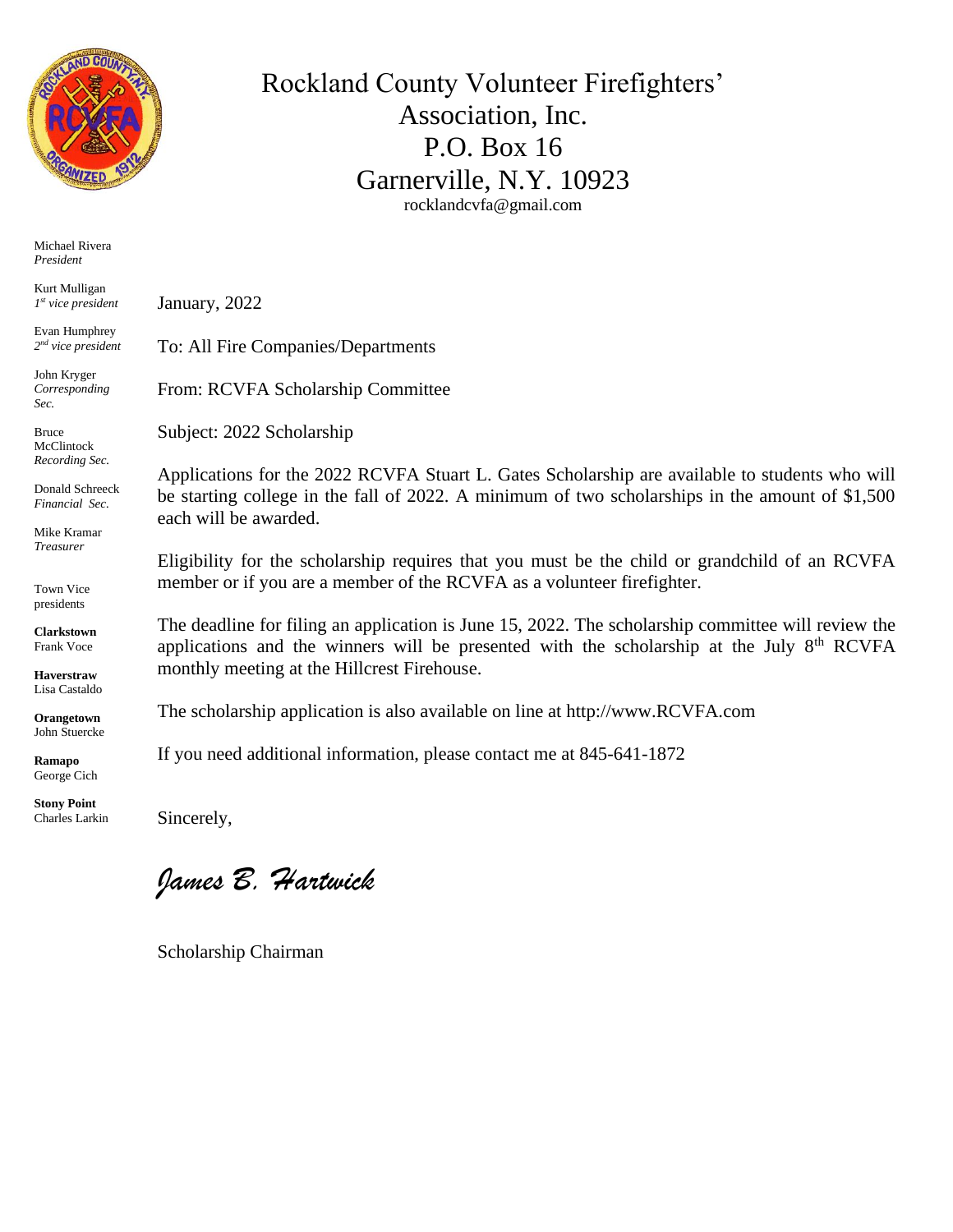# Rockland County Volunteer Firefighters' Association, Inc.
P.O. Box 16
Garnerville, N.Y. 10923
rocklandcvfa@gmail.com

Michael Rivera
*President*

Kurt Mulligan
*1st vice president*

Evan Humphrey
*2nd vice president*

John Kryger
*Corresponding Sec.*

Bruce McClintock
*Recording Sec.*

Donald Schreeck
*Financial Sec.*

Mike Kramar
*Treasurer*

Town Vice presidents

**Clarkstown**
Frank Voce

**Haverstraw**
Lisa Castaldo

**Orangetown**
John Stuercke

**Ramapo**
George Cich

**Stony Point**
Charles Larkin

January, 2022

To: All Fire Companies/Departments

From: RCVFA Scholarship Committee

Subject: 2022 Scholarship

Applications for the 2022 RCVFA Stuart L. Gates Scholarship are available to students who will be starting college in the fall of 2022. A minimum of two scholarships in the amount of $1,500 each will be awarded.

Eligibility for the scholarship requires that you must be the child or grandchild of an RCVFA member or if you are a member of the RCVFA as a volunteer firefighter.

The deadline for filing an application is June 15, 2022. The scholarship committee will review the applications and the winners will be presented with the scholarship at the July 8th RCVFA monthly meeting at the Hillcrest Firehouse.

The scholarship application is also available on line at http://www.RCVFA.com

If you need additional information, please contact me at 845-641-1872

Sincerely,

*James B. Hartwick*

Scholarship Chairman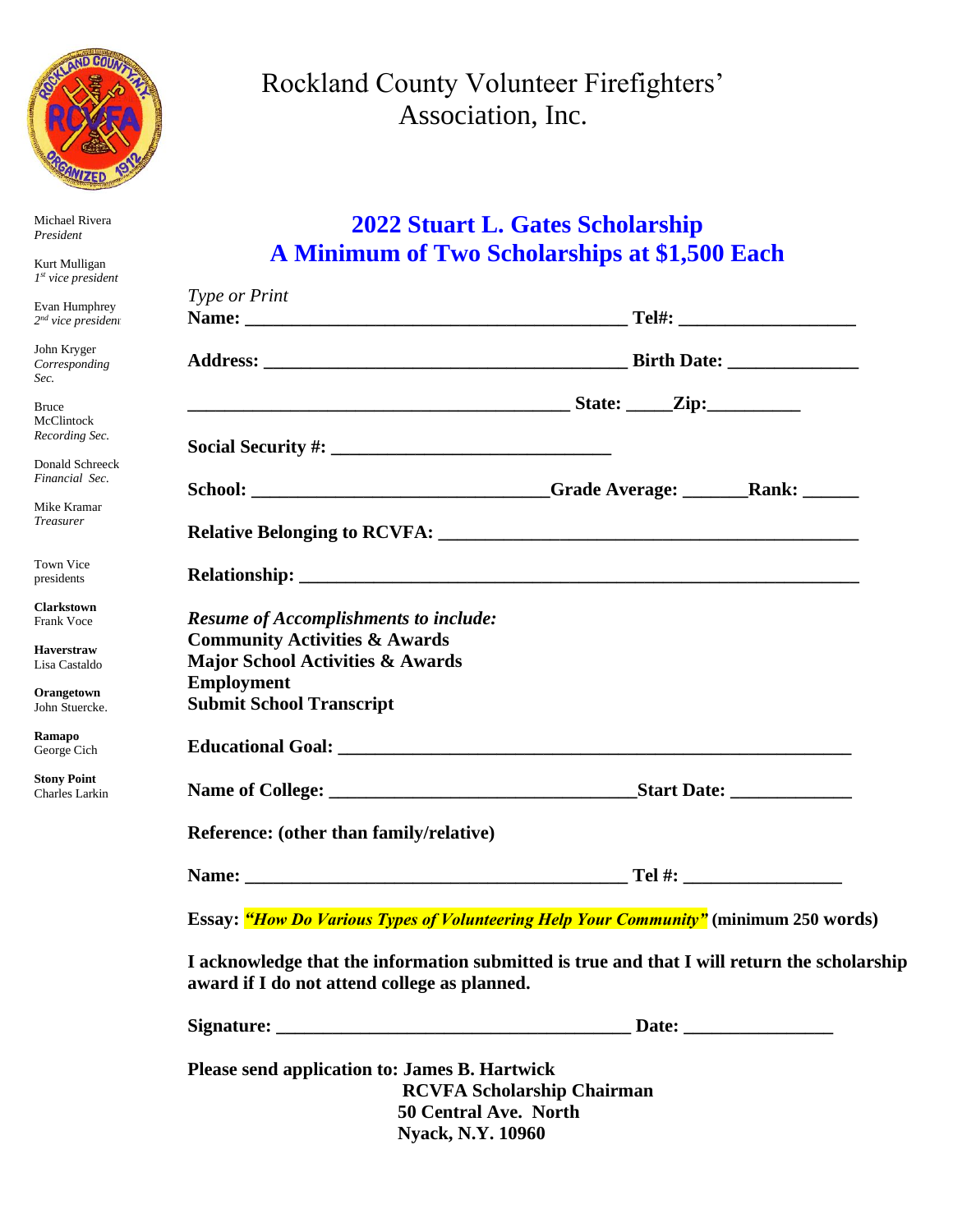# Rockland County Volunteer Firefighters' Association, Inc.

Michael Rivera
*President*

Kurt Mulligan
*1st vice president*

Evan Humphrey
*2nd vice president*

John Kryger
*Corresponding Sec.*

Bruce McClintock
*Recording Sec.*

Donald Schreeck
*Financial Sec.*

Mike Kramar
*Treasurer*

Town Vice presidents

**Clarkstown**
Frank Voce

**Haverstraw**
Lisa Castaldo

**Orangetown**
John Stuercke.

**Ramapo**
George Cich

**Stony Point**
Charles Larkin

## 2022 Stuart L. Gates Scholarship
## A Minimum of Two Scholarships at $1,500 Each

*Type or Print*

**Name:** ________________________________________ **Tel#:** __________________

**Address:** ______________________________________ **Birth Date:** _____________

________________________________________ **State:** _____**Zip:**_________

**Social Security #:** ____________________________

**School:** ________________________________**Grade Average:** _______**Rank:** ______

**Relative Belonging to RCVFA:** __________________________________________

**Relationship:** ________________________________________________________

*Resume of Accomplishments to include:*
**Community Activities & Awards**
**Major School Activities & Awards**
**Employment**
**Submit School Transcript**

**Educational Goal:** ____________________________________________________

**Name of College:** ________________________________**Start Date:** ____________

**Reference: (other than family/relative)**

**Name:** ________________________________________ **Tel #:** ________________

**Essay:** ***"How Do Various Types of Volunteering Help Your Community"*** **(minimum 250 words)**

**I acknowledge that the information submitted is true and that I will return the scholarship award if I do not attend college as planned.**

**Signature:** _____________________________________ **Date:** ________________

**Please send application to: James B. Hartwick**
**RCVFA Scholarship Chairman**
**50 Central Ave. North**
**Nyack, N.Y. 10960**